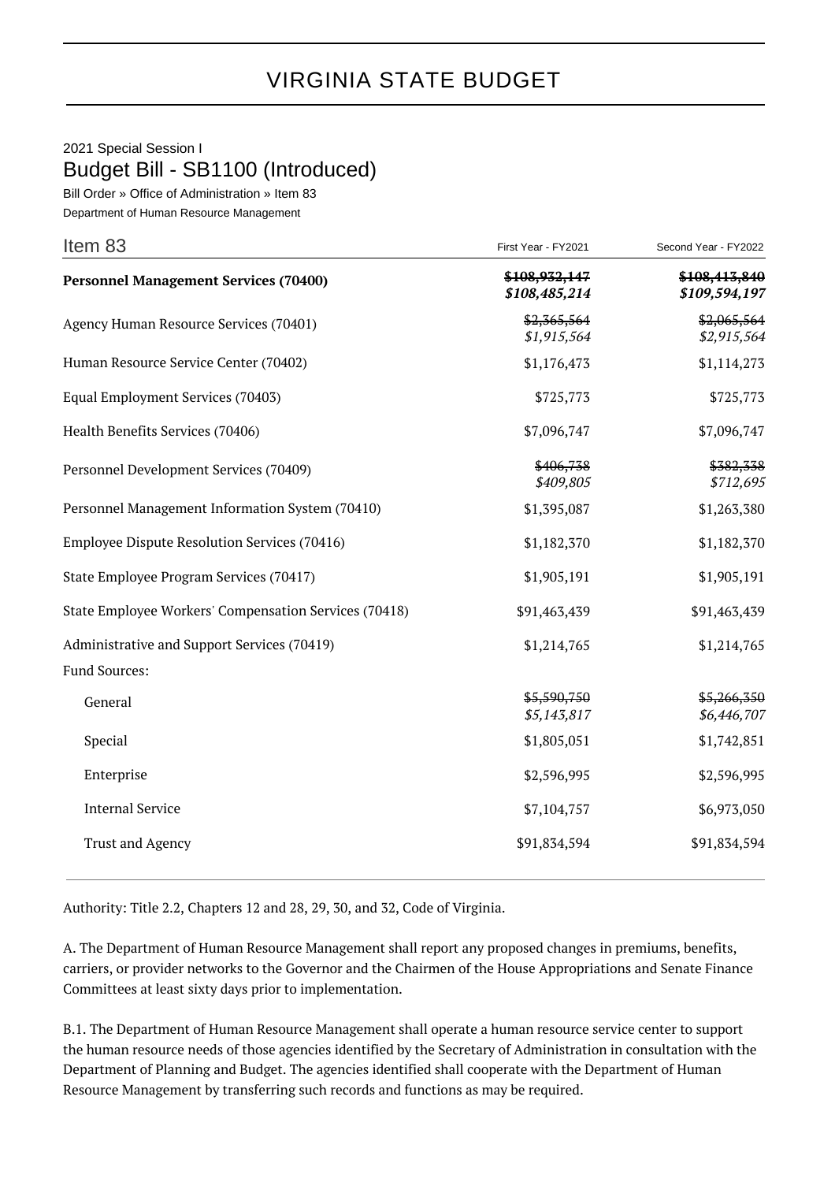# VIRGINIA STATE BUDGET

2021 Special Session I

## Budget Bill - SB1100 (Introduced)

Bill Order » Office of Administration » Item 83

Department of Human Resource Management

| Item 83 | First Year - FY2021 | Second Year - FY2022 |
|---|---|---|
| **Personnel Management Services (70400)** | ~~$108,932,147~~ *$108,485,214* | ~~$108,413,840~~ *$109,594,197* |
| Agency Human Resource Services (70401) | ~~$2,365,564~~ *$1,915,564* | ~~$2,065,564~~ *$2,915,564* |
| Human Resource Service Center (70402) | $1,176,473 | $1,114,273 |
| Equal Employment Services (70403) | $725,773 | $725,773 |
| Health Benefits Services (70406) | $7,096,747 | $7,096,747 |
| Personnel Development Services (70409) | ~~$406,738~~ *$409,805* | ~~$382,338~~ *$712,695* |
| Personnel Management Information System (70410) | $1,395,087 | $1,263,380 |
| Employee Dispute Resolution Services (70416) | $1,182,370 | $1,182,370 |
| State Employee Program Services (70417) | $1,905,191 | $1,905,191 |
| State Employee Workers' Compensation Services (70418) | $91,463,439 | $91,463,439 |
| Administrative and Support Services (70419) | $1,214,765 | $1,214,765 |
| Fund Sources: | | |
| General | ~~$5,590,750~~ *$5,143,817* | ~~$5,266,350~~ *$6,446,707* |
| Special | $1,805,051 | $1,742,851 |
| Enterprise | $2,596,995 | $2,596,995 |
| Internal Service | $7,104,757 | $6,973,050 |
| Trust and Agency | $91,834,594 | $91,834,594 |

Authority: Title 2.2, Chapters 12 and 28, 29, 30, and 32, Code of Virginia.

A. The Department of Human Resource Management shall report any proposed changes in premiums, benefits, carriers, or provider networks to the Governor and the Chairmen of the House Appropriations and Senate Finance Committees at least sixty days prior to implementation.

B.1. The Department of Human Resource Management shall operate a human resource service center to support the human resource needs of those agencies identified by the Secretary of Administration in consultation with the Department of Planning and Budget. The agencies identified shall cooperate with the Department of Human Resource Management by transferring such records and functions as may be required.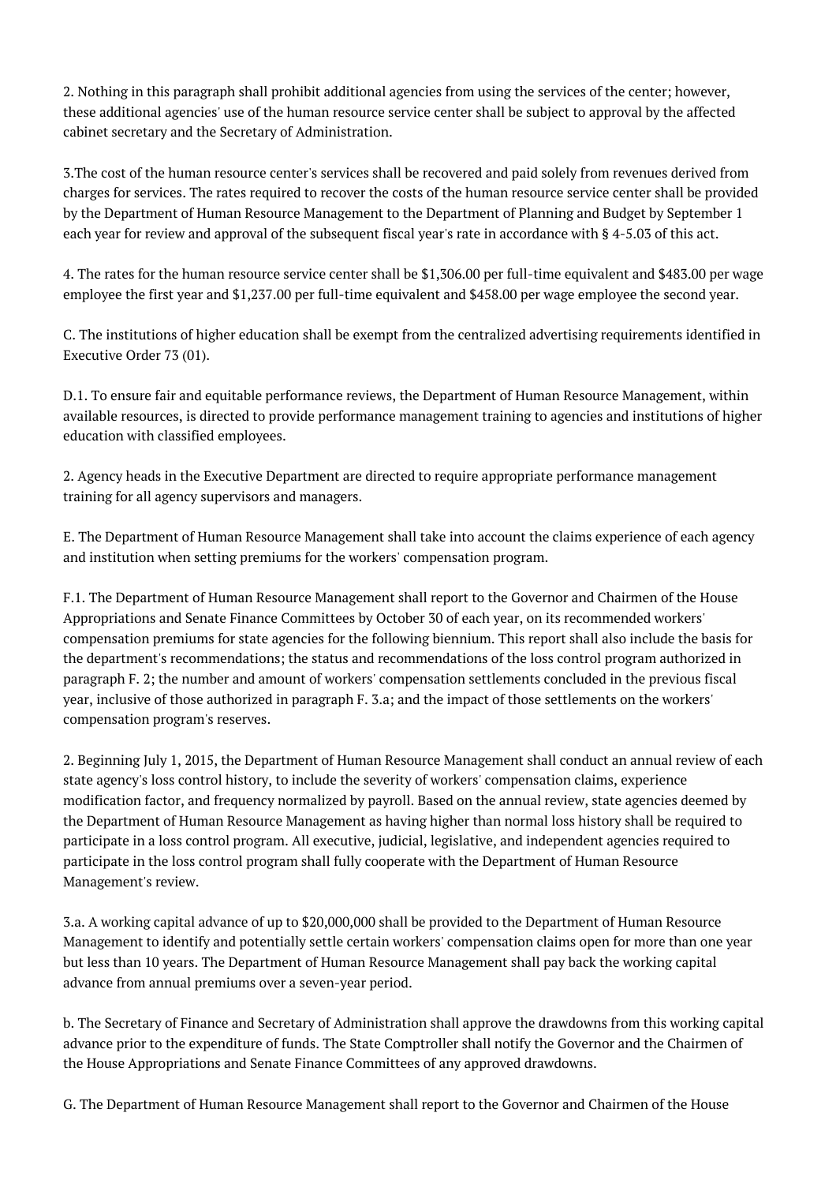2. Nothing in this paragraph shall prohibit additional agencies from using the services of the center; however, these additional agencies' use of the human resource service center shall be subject to approval by the affected cabinet secretary and the Secretary of Administration.

3.The cost of the human resource center's services shall be recovered and paid solely from revenues derived from charges for services. The rates required to recover the costs of the human resource service center shall be provided by the Department of Human Resource Management to the Department of Planning and Budget by September 1 each year for review and approval of the subsequent fiscal year's rate in accordance with § 4-5.03 of this act.

4. The rates for the human resource service center shall be $1,306.00 per full-time equivalent and $483.00 per wage employee the first year and $1,237.00 per full-time equivalent and $458.00 per wage employee the second year.

C. The institutions of higher education shall be exempt from the centralized advertising requirements identified in Executive Order 73 (01).

D.1. To ensure fair and equitable performance reviews, the Department of Human Resource Management, within available resources, is directed to provide performance management training to agencies and institutions of higher education with classified employees.

2. Agency heads in the Executive Department are directed to require appropriate performance management training for all agency supervisors and managers.

E. The Department of Human Resource Management shall take into account the claims experience of each agency and institution when setting premiums for the workers' compensation program.

F.1. The Department of Human Resource Management shall report to the Governor and Chairmen of the House Appropriations and Senate Finance Committees by October 30 of each year, on its recommended workers' compensation premiums for state agencies for the following biennium. This report shall also include the basis for the department's recommendations; the status and recommendations of the loss control program authorized in paragraph F. 2; the number and amount of workers' compensation settlements concluded in the previous fiscal year, inclusive of those authorized in paragraph F. 3.a; and the impact of those settlements on the workers' compensation program's reserves.

2. Beginning July 1, 2015, the Department of Human Resource Management shall conduct an annual review of each state agency's loss control history, to include the severity of workers' compensation claims, experience modification factor, and frequency normalized by payroll. Based on the annual review, state agencies deemed by the Department of Human Resource Management as having higher than normal loss history shall be required to participate in a loss control program. All executive, judicial, legislative, and independent agencies required to participate in the loss control program shall fully cooperate with the Department of Human Resource Management's review.

3.a. A working capital advance of up to $20,000,000 shall be provided to the Department of Human Resource Management to identify and potentially settle certain workers' compensation claims open for more than one year but less than 10 years. The Department of Human Resource Management shall pay back the working capital advance from annual premiums over a seven-year period.

b. The Secretary of Finance and Secretary of Administration shall approve the drawdowns from this working capital advance prior to the expenditure of funds. The State Comptroller shall notify the Governor and the Chairmen of the House Appropriations and Senate Finance Committees of any approved drawdowns.

G. The Department of Human Resource Management shall report to the Governor and Chairmen of the House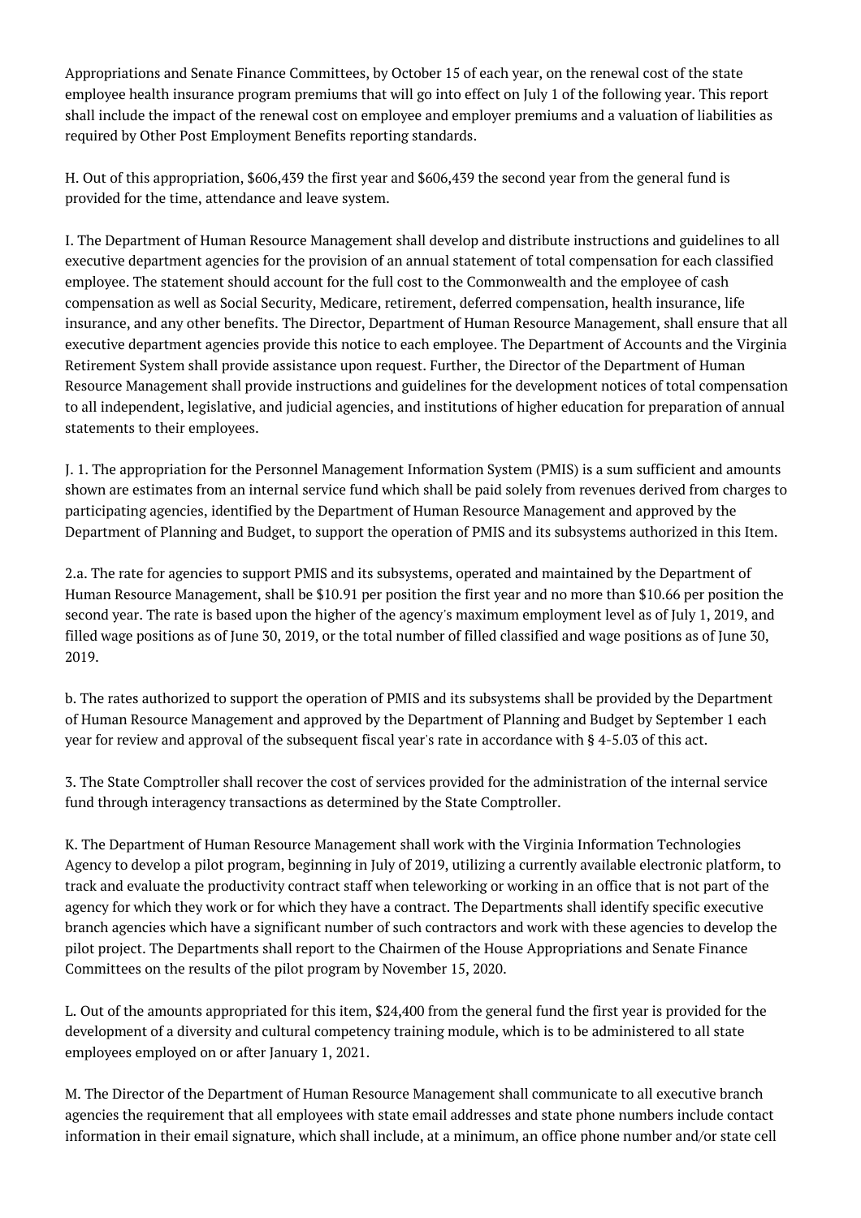Appropriations and Senate Finance Committees, by October 15 of each year, on the renewal cost of the state employee health insurance program premiums that will go into effect on July 1 of the following year. This report shall include the impact of the renewal cost on employee and employer premiums and a valuation of liabilities as required by Other Post Employment Benefits reporting standards.

H. Out of this appropriation, $606,439 the first year and $606,439 the second year from the general fund is provided for the time, attendance and leave system.

I. The Department of Human Resource Management shall develop and distribute instructions and guidelines to all executive department agencies for the provision of an annual statement of total compensation for each classified employee. The statement should account for the full cost to the Commonwealth and the employee of cash compensation as well as Social Security, Medicare, retirement, deferred compensation, health insurance, life insurance, and any other benefits. The Director, Department of Human Resource Management, shall ensure that all executive department agencies provide this notice to each employee. The Department of Accounts and the Virginia Retirement System shall provide assistance upon request. Further, the Director of the Department of Human Resource Management shall provide instructions and guidelines for the development notices of total compensation to all independent, legislative, and judicial agencies, and institutions of higher education for preparation of annual statements to their employees.

J. 1. The appropriation for the Personnel Management Information System (PMIS) is a sum sufficient and amounts shown are estimates from an internal service fund which shall be paid solely from revenues derived from charges to participating agencies, identified by the Department of Human Resource Management and approved by the Department of Planning and Budget, to support the operation of PMIS and its subsystems authorized in this Item.

2.a. The rate for agencies to support PMIS and its subsystems, operated and maintained by the Department of Human Resource Management, shall be $10.91 per position the first year and no more than $10.66 per position the second year. The rate is based upon the higher of the agency's maximum employment level as of July 1, 2019, and filled wage positions as of June 30, 2019, or the total number of filled classified and wage positions as of June 30, 2019.

b. The rates authorized to support the operation of PMIS and its subsystems shall be provided by the Department of Human Resource Management and approved by the Department of Planning and Budget by September 1 each year for review and approval of the subsequent fiscal year's rate in accordance with § 4-5.03 of this act.

3. The State Comptroller shall recover the cost of services provided for the administration of the internal service fund through interagency transactions as determined by the State Comptroller.

K. The Department of Human Resource Management shall work with the Virginia Information Technologies Agency to develop a pilot program, beginning in July of 2019, utilizing a currently available electronic platform, to track and evaluate the productivity contract staff when teleworking or working in an office that is not part of the agency for which they work or for which they have a contract. The Departments shall identify specific executive branch agencies which have a significant number of such contractors and work with these agencies to develop the pilot project. The Departments shall report to the Chairmen of the House Appropriations and Senate Finance Committees on the results of the pilot program by November 15, 2020.

L. Out of the amounts appropriated for this item, $24,400 from the general fund the first year is provided for the development of a diversity and cultural competency training module, which is to be administered to all state employees employed on or after January 1, 2021.

M. The Director of the Department of Human Resource Management shall communicate to all executive branch agencies the requirement that all employees with state email addresses and state phone numbers include contact information in their email signature, which shall include, at a minimum, an office phone number and/or state cell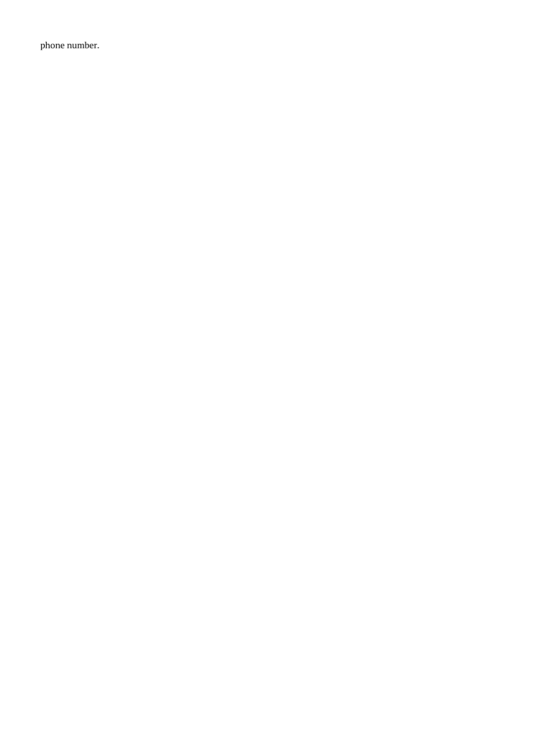phone number.